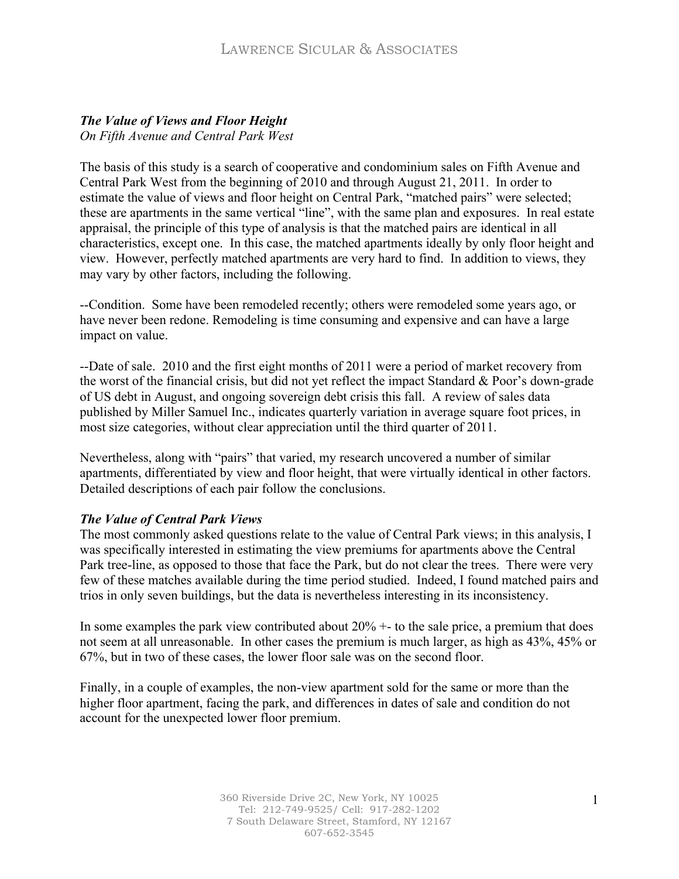***The Value of Views and Floor Height***
*On Fifth Avenue and Central Park West*

The basis of this study is a search of cooperative and condominium sales on Fifth Avenue and Central Park West from the beginning of 2010 and through August 21, 2011. In order to estimate the value of views and floor height on Central Park, "matched pairs" were selected; these are apartments in the same vertical "line", with the same plan and exposures. In real estate appraisal, the principle of this type of analysis is that the matched pairs are identical in all characteristics, except one. In this case, the matched apartments ideally by only floor height and view. However, perfectly matched apartments are very hard to find. In addition to views, they may vary by other factors, including the following.

--Condition. Some have been remodeled recently; others were remodeled some years ago, or have never been redone. Remodeling is time consuming and expensive and can have a large impact on value.

--Date of sale. 2010 and the first eight months of 2011 were a period of market recovery from the worst of the financial crisis, but did not yet reflect the impact Standard & Poor's down-grade of US debt in August, and ongoing sovereign debt crisis this fall. A review of sales data published by Miller Samuel Inc., indicates quarterly variation in average square foot prices, in most size categories, without clear appreciation until the third quarter of 2011.

Nevertheless, along with "pairs" that varied, my research uncovered a number of similar apartments, differentiated by view and floor height, that were virtually identical in other factors. Detailed descriptions of each pair follow the conclusions.

***The Value of Central Park Views***

The most commonly asked questions relate to the value of Central Park views; in this analysis, I was specifically interested in estimating the view premiums for apartments above the Central Park tree-line, as opposed to those that face the Park, but do not clear the trees. There were very few of these matches available during the time period studied. Indeed, I found matched pairs and trios in only seven buildings, but the data is nevertheless interesting in its inconsistency.

In some examples the park view contributed about 20% +- to the sale price, a premium that does not seem at all unreasonable. In other cases the premium is much larger, as high as 43%, 45% or 67%, but in two of these cases, the lower floor sale was on the second floor.

Finally, in a couple of examples, the non-view apartment sold for the same or more than the higher floor apartment, facing the park, and differences in dates of sale and condition do not account for the unexpected lower floor premium.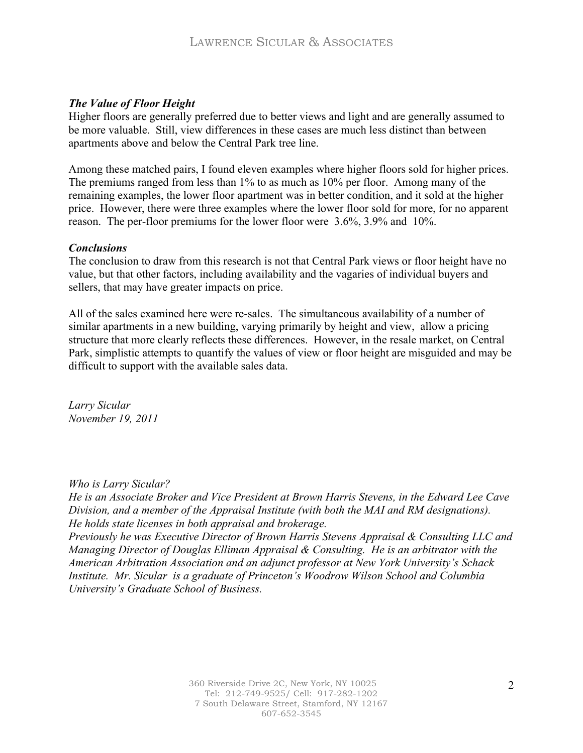### *The Value of Floor Height*

Higher floors are generally preferred due to better views and light and are generally assumed to be more valuable. Still, view differences in these cases are much less distinct than between apartments above and below the Central Park tree line.

Among these matched pairs, I found eleven examples where higher floors sold for higher prices. The premiums ranged from less than 1% to as much as 10% per floor. Among many of the remaining examples, the lower floor apartment was in better condition, and it sold at the higher price. However, there were three examples where the lower floor sold for more, for no apparent reason. The per-floor premiums for the lower floor were 3.6%, 3.9% and 10%.

### *Conclusions*

The conclusion to draw from this research is not that Central Park views or floor height have no value, but that other factors, including availability and the vagaries of individual buyers and sellers, that may have greater impacts on price.

All of the sales examined here were re-sales. The simultaneous availability of a number of similar apartments in a new building, varying primarily by height and view, allow a pricing structure that more clearly reflects these differences. However, in the resale market, on Central Park, simplistic attempts to quantify the values of view or floor height are misguided and may be difficult to support with the available sales data.

*Larry Sicular*
*November 19, 2011*

*Who is Larry Sicular?*
*He is an Associate Broker and Vice President at Brown Harris Stevens, in the Edward Lee Cave Division, and a member of the Appraisal Institute (with both the MAI and RM designations). He holds state licenses in both appraisal and brokerage.*
*Previously he was Executive Director of Brown Harris Stevens Appraisal & Consulting LLC and Managing Director of Douglas Elliman Appraisal & Consulting. He is an arbitrator with the American Arbitration Association and an adjunct professor at New York University's Schack Institute. Mr. Sicular is a graduate of Princeton's Woodrow Wilson School and Columbia University's Graduate School of Business.*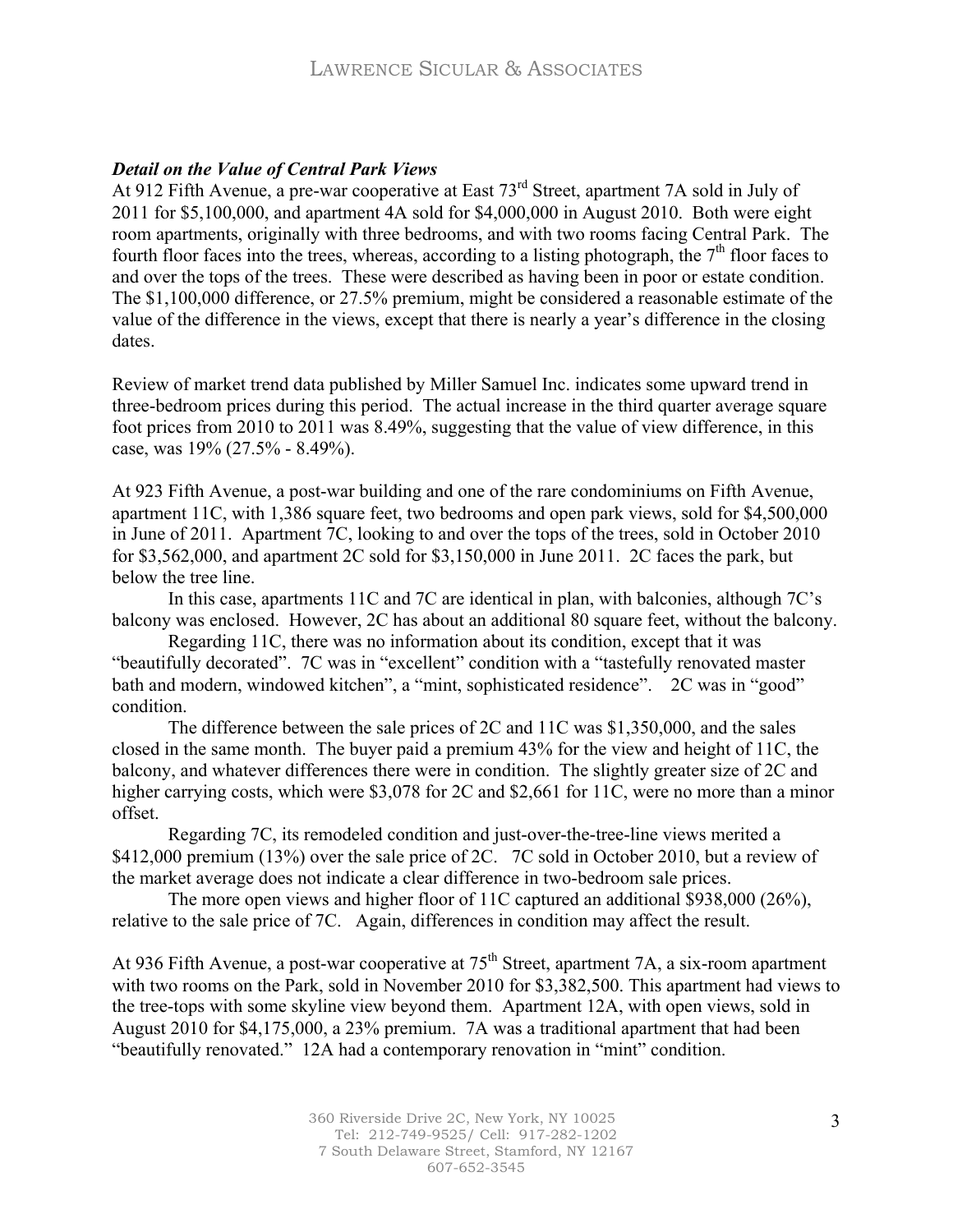### *Detail on the Value of Central Park Views*

At 912 Fifth Avenue, a pre-war cooperative at East 73rd Street, apartment 7A sold in July of 2011 for $5,100,000, and apartment 4A sold for $4,000,000 in August 2010. Both were eight room apartments, originally with three bedrooms, and with two rooms facing Central Park. The fourth floor faces into the trees, whereas, according to a listing photograph, the 7th floor faces to and over the tops of the trees. These were described as having been in poor or estate condition. The $1,100,000 difference, or 27.5% premium, might be considered a reasonable estimate of the value of the difference in the views, except that there is nearly a year's difference in the closing dates.

Review of market trend data published by Miller Samuel Inc. indicates some upward trend in three-bedroom prices during this period. The actual increase in the third quarter average square foot prices from 2010 to 2011 was 8.49%, suggesting that the value of view difference, in this case, was 19% (27.5% - 8.49%).

At 923 Fifth Avenue, a post-war building and one of the rare condominiums on Fifth Avenue, apartment 11C, with 1,386 square feet, two bedrooms and open park views, sold for $4,500,000 in June of 2011. Apartment 7C, looking to and over the tops of the trees, sold in October 2010 for $3,562,000, and apartment 2C sold for $3,150,000 in June 2011. 2C faces the park, but below the tree line.

In this case, apartments 11C and 7C are identical in plan, with balconies, although 7C's balcony was enclosed. However, 2C has about an additional 80 square feet, without the balcony.

Regarding 11C, there was no information about its condition, except that it was "beautifully decorated". 7C was in "excellent" condition with a "tastefully renovated master bath and modern, windowed kitchen", a "mint, sophisticated residence". 2C was in "good" condition.

The difference between the sale prices of 2C and 11C was $1,350,000, and the sales closed in the same month. The buyer paid a premium 43% for the view and height of 11C, the balcony, and whatever differences there were in condition. The slightly greater size of 2C and higher carrying costs, which were $3,078 for 2C and $2,661 for 11C, were no more than a minor offset.

Regarding 7C, its remodeled condition and just-over-the-tree-line views merited a $412,000 premium (13%) over the sale price of 2C. 7C sold in October 2010, but a review of the market average does not indicate a clear difference in two-bedroom sale prices.

The more open views and higher floor of 11C captured an additional $938,000 (26%), relative to the sale price of 7C. Again, differences in condition may affect the result.

At 936 Fifth Avenue, a post-war cooperative at 75th Street, apartment 7A, a six-room apartment with two rooms on the Park, sold in November 2010 for $3,382,500. This apartment had views to the tree-tops with some skyline view beyond them. Apartment 12A, with open views, sold in August 2010 for $4,175,000, a 23% premium. 7A was a traditional apartment that had been "beautifully renovated." 12A had a contemporary renovation in "mint" condition.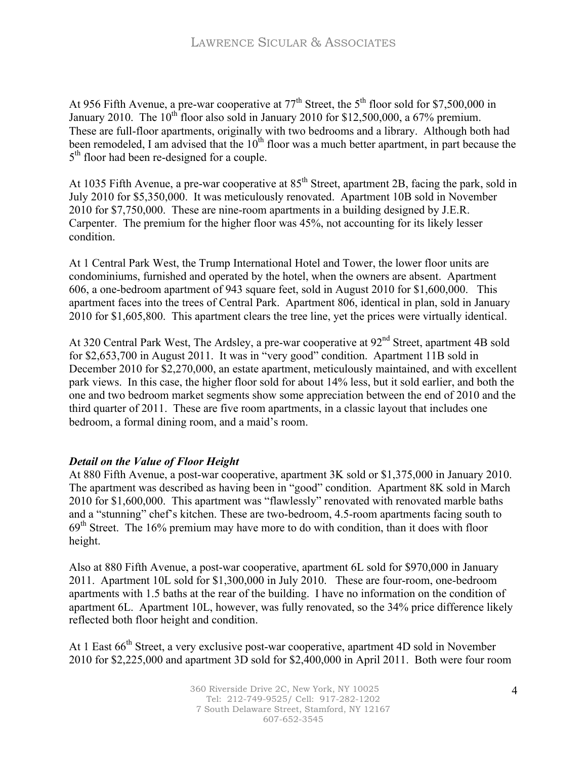At 956 Fifth Avenue, a pre-war cooperative at 77th Street, the 5th floor sold for $7,500,000 in January 2010. The 10th floor also sold in January 2010 for $12,500,000, a 67% premium. These are full-floor apartments, originally with two bedrooms and a library. Although both had been remodeled, I am advised that the 10th floor was a much better apartment, in part because the 5th floor had been re-designed for a couple.

At 1035 Fifth Avenue, a pre-war cooperative at 85th Street, apartment 2B, facing the park, sold in July 2010 for $5,350,000. It was meticulously renovated. Apartment 10B sold in November 2010 for $7,750,000. These are nine-room apartments in a building designed by J.E.R. Carpenter. The premium for the higher floor was 45%, not accounting for its likely lesser condition.

At 1 Central Park West, the Trump International Hotel and Tower, the lower floor units are condominiums, furnished and operated by the hotel, when the owners are absent. Apartment 606, a one-bedroom apartment of 943 square feet, sold in August 2010 for $1,600,000. This apartment faces into the trees of Central Park. Apartment 806, identical in plan, sold in January 2010 for $1,605,800. This apartment clears the tree line, yet the prices were virtually identical.

At 320 Central Park West, The Ardsley, a pre-war cooperative at 92nd Street, apartment 4B sold for $2,653,700 in August 2011. It was in "very good" condition. Apartment 11B sold in December 2010 for $2,270,000, an estate apartment, meticulously maintained, and with excellent park views. In this case, the higher floor sold for about 14% less, but it sold earlier, and both the one and two bedroom market segments show some appreciation between the end of 2010 and the third quarter of 2011. These are five room apartments, in a classic layout that includes one bedroom, a formal dining room, and a maid's room.

***Detail on the Value of Floor Height***

At 880 Fifth Avenue, a post-war cooperative, apartment 3K sold or $1,375,000 in January 2010. The apartment was described as having been in "good" condition. Apartment 8K sold in March 2010 for $1,600,000. This apartment was "flawlessly" renovated with renovated marble baths and a "stunning" chef's kitchen. These are two-bedroom, 4.5-room apartments facing south to 69th Street. The 16% premium may have more to do with condition, than it does with floor height.

Also at 880 Fifth Avenue, a post-war cooperative, apartment 6L sold for $970,000 in January 2011. Apartment 10L sold for $1,300,000 in July 2010. These are four-room, one-bedroom apartments with 1.5 baths at the rear of the building. I have no information on the condition of apartment 6L. Apartment 10L, however, was fully renovated, so the 34% price difference likely reflected both floor height and condition.

At 1 East 66th Street, a very exclusive post-war cooperative, apartment 4D sold in November 2010 for $2,225,000 and apartment 3D sold for $2,400,000 in April 2011. Both were four room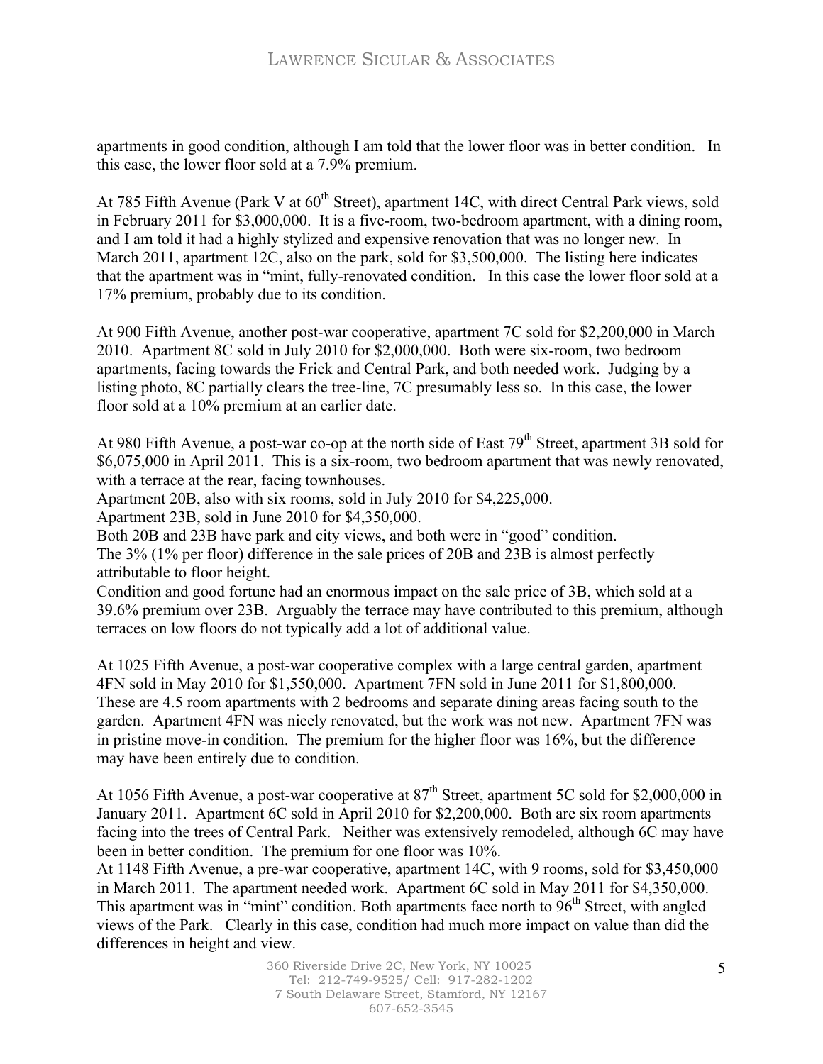apartments in good condition, although I am told that the lower floor was in better condition. In this case, the lower floor sold at a 7.9% premium.

At 785 Fifth Avenue (Park V at 60th Street), apartment 14C, with direct Central Park views, sold in February 2011 for $3,000,000. It is a five-room, two-bedroom apartment, with a dining room, and I am told it had a highly stylized and expensive renovation that was no longer new. In March 2011, apartment 12C, also on the park, sold for $3,500,000. The listing here indicates that the apartment was in "mint, fully-renovated condition. In this case the lower floor sold at a 17% premium, probably due to its condition.

At 900 Fifth Avenue, another post-war cooperative, apartment 7C sold for $2,200,000 in March 2010. Apartment 8C sold in July 2010 for $2,000,000. Both were six-room, two bedroom apartments, facing towards the Frick and Central Park, and both needed work. Judging by a listing photo, 8C partially clears the tree-line, 7C presumably less so. In this case, the lower floor sold at a 10% premium at an earlier date.

At 980 Fifth Avenue, a post-war co-op at the north side of East 79th Street, apartment 3B sold for $6,075,000 in April 2011. This is a six-room, two bedroom apartment that was newly renovated, with a terrace at the rear, facing townhouses.
Apartment 20B, also with six rooms, sold in July 2010 for $4,225,000.
Apartment 23B, sold in June 2010 for $4,350,000.
Both 20B and 23B have park and city views, and both were in "good" condition.
The 3% (1% per floor) difference in the sale prices of 20B and 23B is almost perfectly attributable to floor height.
Condition and good fortune had an enormous impact on the sale price of 3B, which sold at a 39.6% premium over 23B. Arguably the terrace may have contributed to this premium, although terraces on low floors do not typically add a lot of additional value.

At 1025 Fifth Avenue, a post-war cooperative complex with a large central garden, apartment 4FN sold in May 2010 for $1,550,000. Apartment 7FN sold in June 2011 for $1,800,000. These are 4.5 room apartments with 2 bedrooms and separate dining areas facing south to the garden. Apartment 4FN was nicely renovated, but the work was not new. Apartment 7FN was in pristine move-in condition. The premium for the higher floor was 16%, but the difference may have been entirely due to condition.

At 1056 Fifth Avenue, a post-war cooperative at 87th Street, apartment 5C sold for $2,000,000 in January 2011. Apartment 6C sold in April 2010 for $2,200,000. Both are six room apartments facing into the trees of Central Park. Neither was extensively remodeled, although 6C may have been in better condition. The premium for one floor was 10%.
At 1148 Fifth Avenue, a pre-war cooperative, apartment 14C, with 9 rooms, sold for $3,450,000 in March 2011. The apartment needed work. Apartment 6C sold in May 2011 for $4,350,000. This apartment was in "mint" condition. Both apartments face north to 96th Street, with angled views of the Park. Clearly in this case, condition had much more impact on value than did the differences in height and view.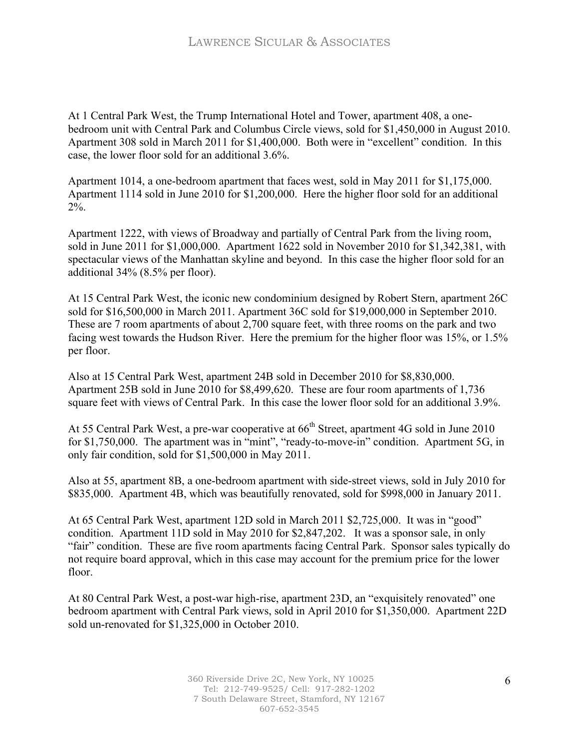At 1 Central Park West, the Trump International Hotel and Tower, apartment 408, a one-bedroom unit with Central Park and Columbus Circle views, sold for $1,450,000 in August 2010. Apartment 308 sold in March 2011 for $1,400,000. Both were in "excellent" condition. In this case, the lower floor sold for an additional 3.6%.

Apartment 1014, a one-bedroom apartment that faces west, sold in May 2011 for $1,175,000. Apartment 1114 sold in June 2010 for $1,200,000. Here the higher floor sold for an additional 2%.

Apartment 1222, with views of Broadway and partially of Central Park from the living room, sold in June 2011 for $1,000,000. Apartment 1622 sold in November 2010 for $1,342,381, with spectacular views of the Manhattan skyline and beyond. In this case the higher floor sold for an additional 34% (8.5% per floor).

At 15 Central Park West, the iconic new condominium designed by Robert Stern, apartment 26C sold for $16,500,000 in March 2011. Apartment 36C sold for $19,000,000 in September 2010. These are 7 room apartments of about 2,700 square feet, with three rooms on the park and two facing west towards the Hudson River. Here the premium for the higher floor was 15%, or 1.5% per floor.

Also at 15 Central Park West, apartment 24B sold in December 2010 for $8,830,000. Apartment 25B sold in June 2010 for $8,499,620. These are four room apartments of 1,736 square feet with views of Central Park. In this case the lower floor sold for an additional 3.9%.

At 55 Central Park West, a pre-war cooperative at 66th Street, apartment 4G sold in June 2010 for $1,750,000. The apartment was in "mint", "ready-to-move-in" condition. Apartment 5G, in only fair condition, sold for $1,500,000 in May 2011.

Also at 55, apartment 8B, a one-bedroom apartment with side-street views, sold in July 2010 for $835,000. Apartment 4B, which was beautifully renovated, sold for $998,000 in January 2011.

At 65 Central Park West, apartment 12D sold in March 2011 $2,725,000. It was in "good" condition. Apartment 11D sold in May 2010 for $2,847,202. It was a sponsor sale, in only "fair" condition. These are five room apartments facing Central Park. Sponsor sales typically do not require board approval, which in this case may account for the premium price for the lower floor.

At 80 Central Park West, a post-war high-rise, apartment 23D, an "exquisitely renovated" one bedroom apartment with Central Park views, sold in April 2010 for $1,350,000. Apartment 22D sold un-renovated for $1,325,000 in October 2010.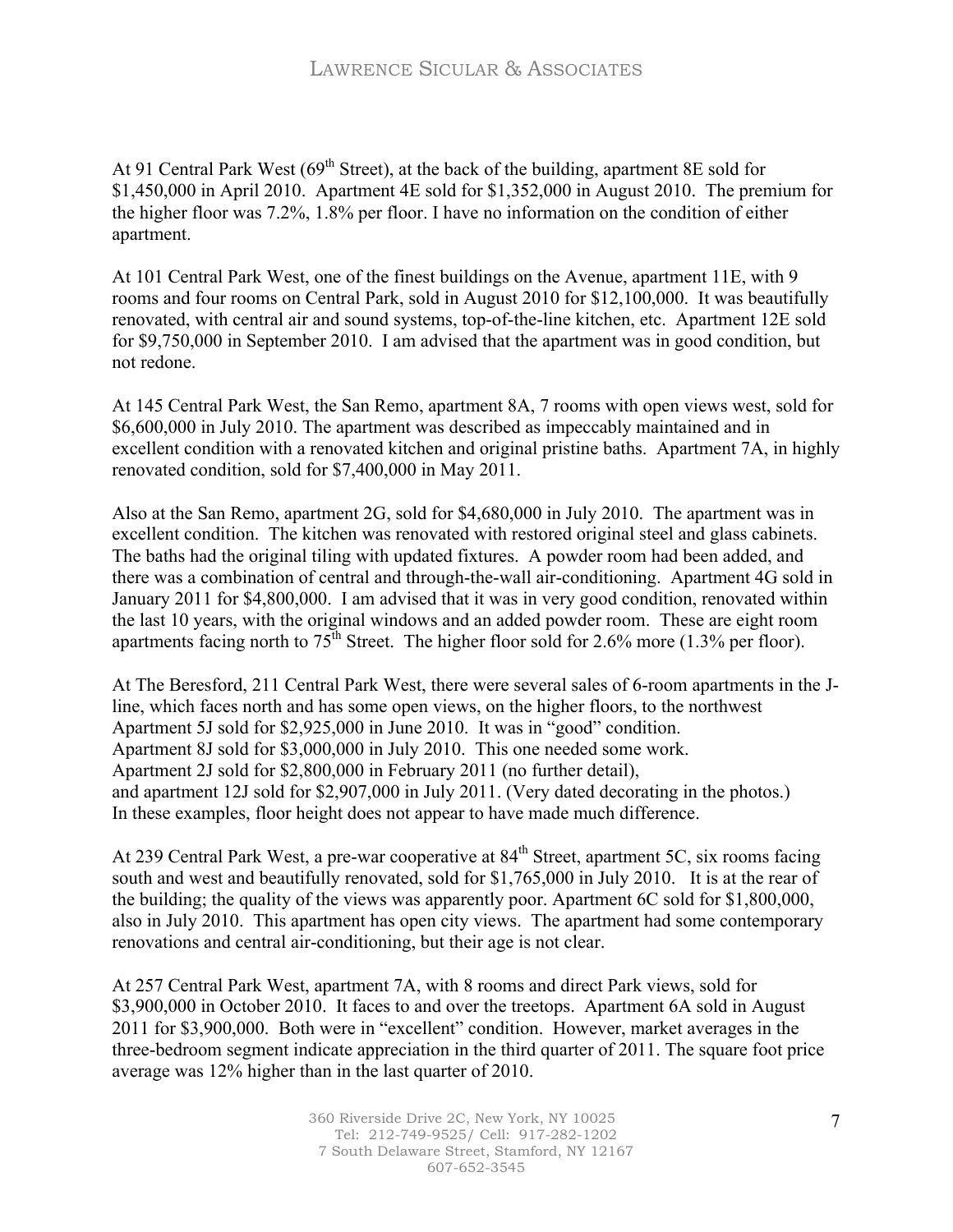At 91 Central Park West (69th Street), at the back of the building, apartment 8E sold for $1,450,000 in April 2010. Apartment 4E sold for $1,352,000 in August 2010. The premium for the higher floor was 7.2%, 1.8% per floor. I have no information on the condition of either apartment.

At 101 Central Park West, one of the finest buildings on the Avenue, apartment 11E, with 9 rooms and four rooms on Central Park, sold in August 2010 for $12,100,000. It was beautifully renovated, with central air and sound systems, top-of-the-line kitchen, etc. Apartment 12E sold for $9,750,000 in September 2010. I am advised that the apartment was in good condition, but not redone.

At 145 Central Park West, the San Remo, apartment 8A, 7 rooms with open views west, sold for $6,600,000 in July 2010. The apartment was described as impeccably maintained and in excellent condition with a renovated kitchen and original pristine baths. Apartment 7A, in highly renovated condition, sold for $7,400,000 in May 2011.

Also at the San Remo, apartment 2G, sold for $4,680,000 in July 2010. The apartment was in excellent condition. The kitchen was renovated with restored original steel and glass cabinets. The baths had the original tiling with updated fixtures. A powder room had been added, and there was a combination of central and through-the-wall air-conditioning. Apartment 4G sold in January 2011 for $4,800,000. I am advised that it was in very good condition, renovated within the last 10 years, with the original windows and an added powder room. These are eight room apartments facing north to 75th Street. The higher floor sold for 2.6% more (1.3% per floor).

At The Beresford, 211 Central Park West, there were several sales of 6-room apartments in the J-line, which faces north and has some open views, on the higher floors, to the northwest
Apartment 5J sold for $2,925,000 in June 2010. It was in "good" condition.
Apartment 8J sold for $3,000,000 in July 2010. This one needed some work.
Apartment 2J sold for $2,800,000 in February 2011 (no further detail),
and apartment 12J sold for $2,907,000 in July 2011. (Very dated decorating in the photos.)
In these examples, floor height does not appear to have made much difference.

At 239 Central Park West, a pre-war cooperative at 84th Street, apartment 5C, six rooms facing south and west and beautifully renovated, sold for $1,765,000 in July 2010. It is at the rear of the building; the quality of the views was apparently poor. Apartment 6C sold for $1,800,000, also in July 2010. This apartment has open city views. The apartment had some contemporary renovations and central air-conditioning, but their age is not clear.

At 257 Central Park West, apartment 7A, with 8 rooms and direct Park views, sold for $3,900,000 in October 2010. It faces to and over the treetops. Apartment 6A sold in August 2011 for $3,900,000. Both were in "excellent" condition. However, market averages in the three-bedroom segment indicate appreciation in the third quarter of 2011. The square foot price average was 12% higher than in the last quarter of 2010.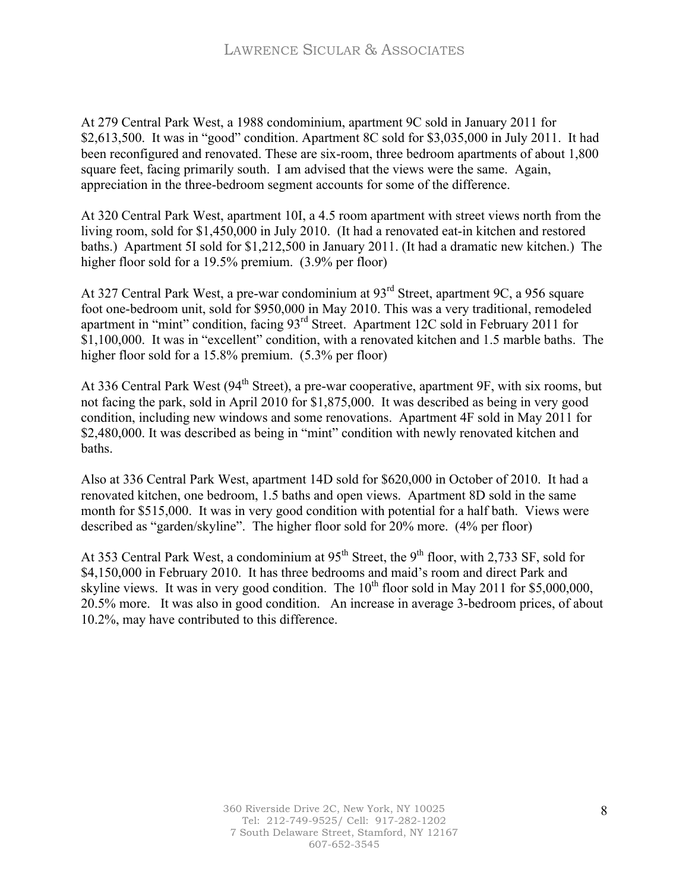At 279 Central Park West, a 1988 condominium, apartment 9C sold in January 2011 for $2,613,500. It was in "good" condition. Apartment 8C sold for $3,035,000 in July 2011. It had been reconfigured and renovated. These are six-room, three bedroom apartments of about 1,800 square feet, facing primarily south. I am advised that the views were the same. Again, appreciation in the three-bedroom segment accounts for some of the difference.

At 320 Central Park West, apartment 10I, a 4.5 room apartment with street views north from the living room, sold for $1,450,000 in July 2010. (It had a renovated eat-in kitchen and restored baths.) Apartment 5I sold for $1,212,500 in January 2011. (It had a dramatic new kitchen.) The higher floor sold for a 19.5% premium. (3.9% per floor)

At 327 Central Park West, a pre-war condominium at 93rd Street, apartment 9C, a 956 square foot one-bedroom unit, sold for $950,000 in May 2010. This was a very traditional, remodeled apartment in "mint" condition, facing 93rd Street. Apartment 12C sold in February 2011 for $1,100,000. It was in "excellent" condition, with a renovated kitchen and 1.5 marble baths. The higher floor sold for a 15.8% premium. (5.3% per floor)

At 336 Central Park West (94th Street), a pre-war cooperative, apartment 9F, with six rooms, but not facing the park, sold in April 2010 for $1,875,000. It was described as being in very good condition, including new windows and some renovations. Apartment 4F sold in May 2011 for $2,480,000. It was described as being in "mint" condition with newly renovated kitchen and baths.

Also at 336 Central Park West, apartment 14D sold for $620,000 in October of 2010. It had a renovated kitchen, one bedroom, 1.5 baths and open views. Apartment 8D sold in the same month for $515,000. It was in very good condition with potential for a half bath. Views were described as "garden/skyline". The higher floor sold for 20% more. (4% per floor)

At 353 Central Park West, a condominium at 95th Street, the 9th floor, with 2,733 SF, sold for $4,150,000 in February 2010. It has three bedrooms and maid's room and direct Park and skyline views. It was in very good condition. The 10th floor sold in May 2011 for $5,000,000, 20.5% more. It was also in good condition. An increase in average 3-bedroom prices, of about 10.2%, may have contributed to this difference.